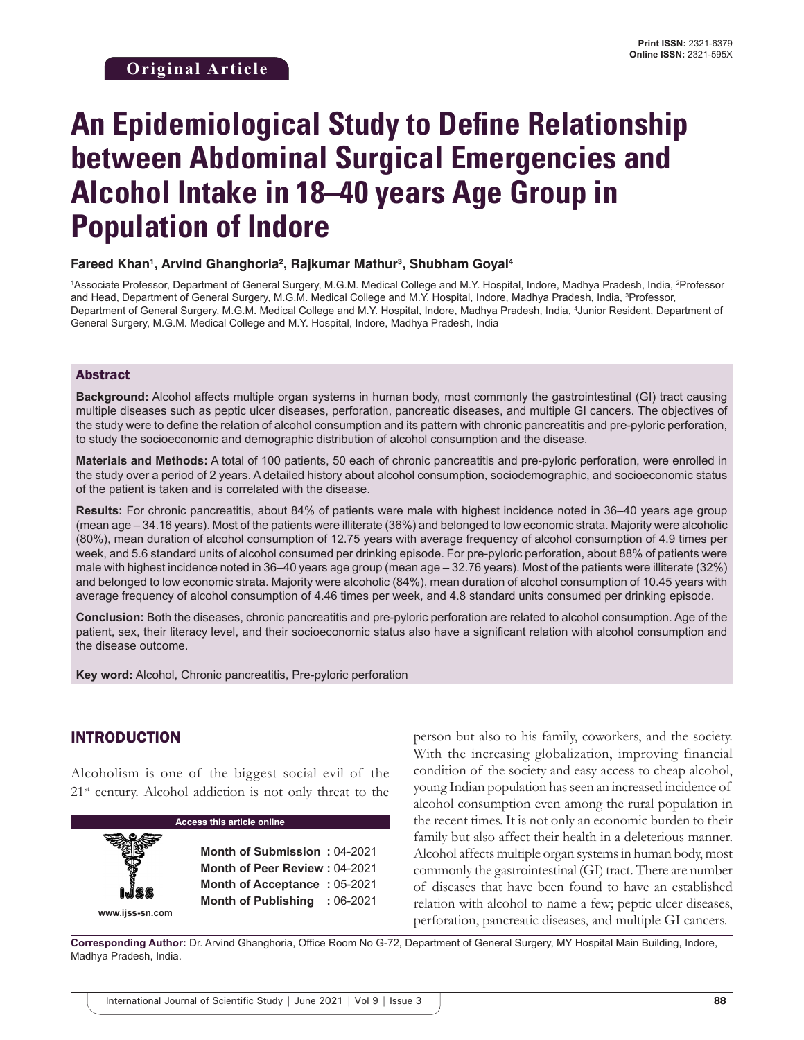**Original Article**

# An Epidemiological Study to Define Relationship between Abdominal Surgical Emergencies and Alcohol Intake in 18–40 years Age Group in Population of Indore

**Fareed Khan[1], Arvind Ghanghoria[2], Rajkumar Mathur[3], Shubham Goyal[4]**

[1]Associate Professor, Department of General Surgery, M.G.M. Medical College and M.Y. Hospital, Indore, Madhya Pradesh, India, [2]Professor and Head, Department of General Surgery, M.G.M. Medical College and M.Y. Hospital, Indore, Madhya Pradesh, India, [3]Professor, Department of General Surgery, M.G.M. Medical College and M.Y. Hospital, Indore, Madhya Pradesh, India, [4]Junior Resident, Department of General Surgery, M.G.M. Medical College and M.Y. Hospital, Indore, Madhya Pradesh, India

## Abstract

**Background:** Alcohol affects multiple organ systems in human body, most commonly the gastrointestinal (GI) tract causing multiple diseases such as peptic ulcer diseases, perforation, pancreatic diseases, and multiple GI cancers. The objectives of the study were to define the relation of alcohol consumption and its pattern with chronic pancreatitis and pre-pyloric perforation, to study the socioeconomic and demographic distribution of alcohol consumption and the disease.

**Materials and Methods:** A total of 100 patients, 50 each of chronic pancreatitis and pre-pyloric perforation, were enrolled in the study over a period of 2 years. A detailed history about alcohol consumption, sociodemographic, and socioeconomic status of the patient is taken and is correlated with the disease.

**Results:** For chronic pancreatitis, about 84% of patients were male with highest incidence noted in 36–40 years age group (mean age – 34.16 years). Most of the patients were illiterate (36%) and belonged to low economic strata. Majority were alcoholic (80%), mean duration of alcohol consumption of 12.75 years with average frequency of alcohol consumption of 4.9 times per week, and 5.6 standard units of alcohol consumed per drinking episode. For pre-pyloric perforation, about 88% of patients were male with highest incidence noted in 36–40 years age group (mean age – 32.76 years). Most of the patients were illiterate (32%) and belonged to low economic strata. Majority were alcoholic (84%), mean duration of alcohol consumption of 10.45 years with average frequency of alcohol consumption of 4.46 times per week, and 4.8 standard units consumed per drinking episode.

**Conclusion:** Both the diseases, chronic pancreatitis and pre-pyloric perforation are related to alcohol consumption. Age of the patient, sex, their literacy level, and their socioeconomic status also have a significant relation with alcohol consumption and the disease outcome.

**Key word:** Alcohol, Chronic pancreatitis, Pre-pyloric perforation

## INTRODUCTION

Alcoholism is one of the biggest social evil of the 21st century. Alcohol addiction is not only threat to the person but also to his family, coworkers, and the society. With the increasing globalization, improving financial condition of the society and easy access to cheap alcohol, young Indian population has seen an increased incidence of alcohol consumption even among the rural population in the recent times. It is not only an economic burden to their family but also affect their health in a deleterious manner. Alcohol affects multiple organ systems in human body, most commonly the gastrointestinal (GI) tract. There are number of diseases that have been found to have an established relation with alcohol to name a few; peptic ulcer diseases, perforation, pancreatic diseases, and multiple GI cancers.

| Access this article online | |
|---|---|
| www.ijss-sn.com | **Month of Submission :** 04-2021<br>**Month of Peer Review :** 04-2021<br>**Month of Acceptance :** 05-2021<br>**Month of Publishing :** 06-2021 |

**Corresponding Author:** Dr. Arvind Ghanghoria, Office Room No G-72, Department of General Surgery, MY Hospital Main Building, Indore, Madhya Pradesh, India.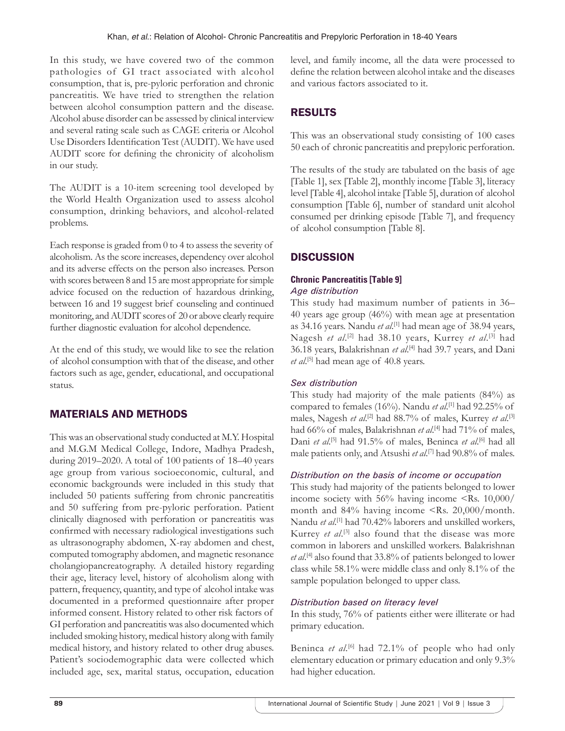In this study, we have covered two of the common pathologies of GI tract associated with alcohol consumption, that is, pre-pyloric perforation and chronic pancreatitis. We have tried to strengthen the relation between alcohol consumption pattern and the disease. Alcohol abuse disorder can be assessed by clinical interview and several rating scale such as CAGE criteria or Alcohol Use Disorders Identification Test (AUDIT). We have used AUDIT score for defining the chronicity of alcoholism in our study.

The AUDIT is a 10-item screening tool developed by the World Health Organization used to assess alcohol consumption, drinking behaviors, and alcohol-related problems.

Each response is graded from 0 to 4 to assess the severity of alcoholism. As the score increases, dependency over alcohol and its adverse effects on the person also increases. Person with scores between 8 and 15 are most appropriate for simple advice focused on the reduction of hazardous drinking, between 16 and 19 suggest brief counseling and continued monitoring, and AUDIT scores of 20 or above clearly require further diagnostic evaluation for alcohol dependence.

At the end of this study, we would like to see the relation of alcohol consumption with that of the disease, and other factors such as age, gender, educational, and occupational status.

## MATERIALS AND METHODS

This was an observational study conducted at M.Y. Hospital and M.G.M Medical College, Indore, Madhya Pradesh, during 2019–2020. A total of 100 patients of 18–40 years age group from various socioeconomic, cultural, and economic backgrounds were included in this study that included 50 patients suffering from chronic pancreatitis and 50 suffering from pre-pyloric perforation. Patient clinically diagnosed with perforation or pancreatitis was confirmed with necessary radiological investigations such as ultrasonography abdomen, X-ray abdomen and chest, computed tomography abdomen, and magnetic resonance cholangiopancreatography. A detailed history regarding their age, literacy level, history of alcoholism along with pattern, frequency, quantity, and type of alcohol intake was documented in a preformed questionnaire after proper informed consent. History related to other risk factors of GI perforation and pancreatitis was also documented which included smoking history, medical history along with family medical history, and history related to other drug abuses. Patient's sociodemographic data were collected which included age, sex, marital status, occupation, education level, and family income, all the data were processed to define the relation between alcohol intake and the diseases and various factors associated to it.

## RESULTS

This was an observational study consisting of 100 cases 50 each of chronic pancreatitis and prepyloric perforation.

The results of the study are tabulated on the basis of age [Table 1], sex [Table 2], monthly income [Table 3], literacy level [Table 4], alcohol intake [Table 5], duration of alcohol consumption [Table 6], number of standard unit alcohol consumed per drinking episode [Table 7], and frequency of alcohol consumption [Table 8].

## DISCUSSION

### Chronic Pancreatitis [Table 9]

#### *Age distribution*

This study had maximum number of patients in 36–40 years age group (46%) with mean age at presentation as 34.16 years. Nandu *et al*.[1] had mean age of 38.94 years, Nagesh *et al*.[2] had 38.10 years, Kurrey *et al*.[3] had 36.18 years, Balakrishnan *et al*.[4] had 39.7 years, and Dani *et al*.[5] had mean age of 40.8 years.

#### *Sex distribution*

This study had majority of the male patients (84%) as compared to females (16%). Nandu *et al*.[1] had 92.25% of males, Nagesh *et al*.[2] had 88.7% of males, Kurrey *et al*.[3] had 66% of males, Balakrishnan *et al*.[4] had 71% of males, Dani *et al*.[5] had 91.5% of males, Beninca *et al*.[6] had all male patients only, and Atsushi *et al*.[7] had 90.8% of males.

#### *Distribution on the basis of income or occupation*

This study had majority of the patients belonged to lower income society with 56% having income <Rs. 10,000/month and 84% having income <Rs. 20,000/month. Nandu *et al*.[1] had 70.42% laborers and unskilled workers, Kurrey *et al*.[3] also found that the disease was more common in laborers and unskilled workers. Balakrishnan *et al*.[4] also found that 33.8% of patients belonged to lower class while 58.1% were middle class and only 8.1% of the sample population belonged to upper class.

#### *Distribution based on literacy level*

In this study, 76% of patients either were illiterate or had primary education.

Beninca *et al*.[6] had 72.1% of people who had only elementary education or primary education and only 9.3% had higher education.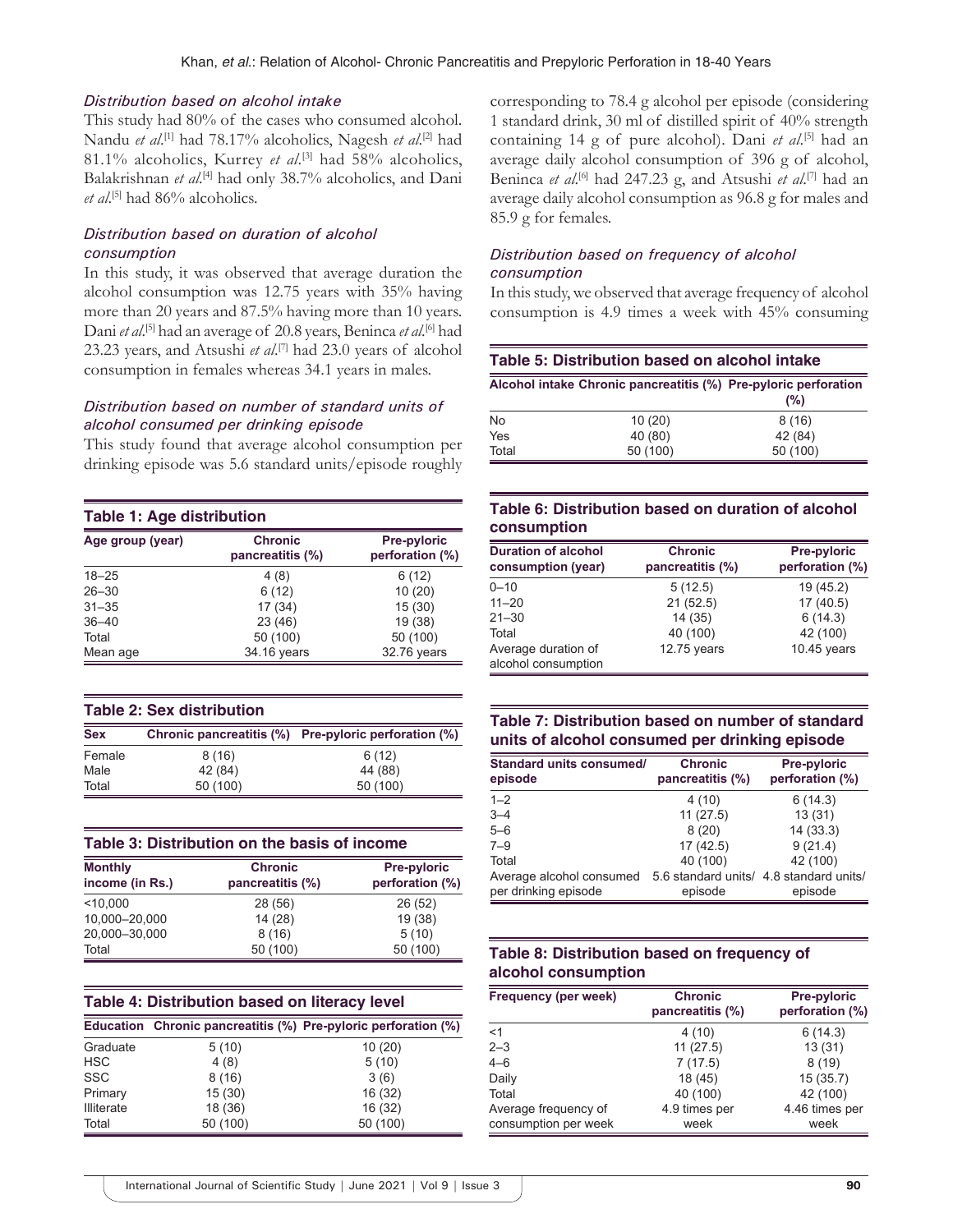### *Distribution based on alcohol intake*

This study had 80% of the cases who consumed alcohol. Nandu *et al*.[1] had 78.17% alcoholics, Nagesh *et al*.[2] had 81.1% alcoholics, Kurrey *et al*.[3] had 58% alcoholics, Balakrishnan *et al*.[4] had only 38.7% alcoholics, and Dani *et al*.[5] had 86% alcoholics.

### *Distribution based on duration of alcohol consumption*

In this study, it was observed that average duration the alcohol consumption was 12.75 years with 35% having more than 20 years and 87.5% having more than 10 years. Dani *et al*.[5] had an average of 20.8 years, Beninca *et al*.[6] had 23.23 years, and Atsushi *et al*.[7] had 23.0 years of alcohol consumption in females whereas 34.1 years in males.

### *Distribution based on number of standard units of alcohol consumed per drinking episode*

This study found that average alcohol consumption per drinking episode was 5.6 standard units/episode roughly corresponding to 78.4 g alcohol per episode (considering 1 standard drink, 30 ml of distilled spirit of 40% strength containing 14 g of pure alcohol). Dani *et al*.[5] had an average daily alcohol consumption of 396 g of alcohol, Beninca *et al*.[6] had 247.23 g, and Atsushi *et al*.[7] had an average daily alcohol consumption as 96.8 g for males and 85.9 g for females.

### *Distribution based on frequency of alcohol consumption*

In this study, we observed that average frequency of alcohol consumption is 4.9 times a week with 45% consuming

**Table 1: Age distribution**

| Age group (year) | Chronic pancreatitis (%) | Pre-pyloric perforation (%) |
|---|---|---|
| 18–25 | 4 (8) | 6 (12) |
| 26–30 | 6 (12) | 10 (20) |
| 31–35 | 17 (34) | 15 (30) |
| 36–40 | 23 (46) | 19 (38) |
| Total | 50 (100) | 50 (100) |
| Mean age | 34.16 years | 32.76 years |

**Table 2: Sex distribution**

| Sex | Chronic pancreatitis (%) | Pre-pyloric perforation (%) |
|---|---|---|
| Female | 8 (16) | 6 (12) |
| Male | 42 (84) | 44 (88) |
| Total | 50 (100) | 50 (100) |

**Table 3: Distribution on the basis of income**

| Monthly income (in Rs.) | Chronic pancreatitis (%) | Pre-pyloric perforation (%) |
|---|---|---|
| <10,000 | 28 (56) | 26 (52) |
| 10,000–20,000 | 14 (28) | 19 (38) |
| 20,000–30,000 | 8 (16) | 5 (10) |
| Total | 50 (100) | 50 (100) |

**Table 4: Distribution based on literacy level**

| Education | Chronic pancreatitis (%) | Pre-pyloric perforation (%) |
|---|---|---|
| Graduate | 5 (10) | 10 (20) |
| HSC | 4 (8) | 5 (10) |
| SSC | 8 (16) | 3 (6) |
| Primary | 15 (30) | 16 (32) |
| Illiterate | 18 (36) | 16 (32) |
| Total | 50 (100) | 50 (100) |

**Table 5: Distribution based on alcohol intake**

| Alcohol intake | Chronic pancreatitis (%) | Pre-pyloric perforation (%) |
|---|---|---|
| No | 10 (20) | 8 (16) |
| Yes | 40 (80) | 42 (84) |
| Total | 50 (100) | 50 (100) |

**Table 6: Distribution based on duration of alcohol consumption**

| Duration of alcohol consumption (year) | Chronic pancreatitis (%) | Pre-pyloric perforation (%) |
|---|---|---|
| 0–10 | 5 (12.5) | 19 (45.2) |
| 11–20 | 21 (52.5) | 17 (40.5) |
| 21–30 | 14 (35) | 6 (14.3) |
| Total | 40 (100) | 42 (100) |
| Average duration of alcohol consumption | 12.75 years | 10.45 years |

**Table 7: Distribution based on number of standard units of alcohol consumed per drinking episode**

| Standard units consumed/episode | Chronic pancreatitis (%) | Pre-pyloric perforation (%) |
|---|---|---|
| 1–2 | 4 (10) | 6 (14.3) |
| 3–4 | 11 (27.5) | 13 (31) |
| 5–6 | 8 (20) | 14 (33.3) |
| 7–9 | 17 (42.5) | 9 (21.4) |
| Total | 40 (100) | 42 (100) |
| Average alcohol consumed per drinking episode | 5.6 standard units/episode | 4.8 standard units/episode |

**Table 8: Distribution based on frequency of alcohol consumption**

| Frequency (per week) | Chronic pancreatitis (%) | Pre-pyloric perforation (%) |
|---|---|---|
| <1 | 4 (10) | 6 (14.3) |
| 2–3 | 11 (27.5) | 13 (31) |
| 4–6 | 7 (17.5) | 8 (19) |
| Daily | 18 (45) | 15 (35.7) |
| Total | 40 (100) | 42 (100) |
| Average frequency of consumption per week | 4.9 times per week | 4.46 times per week |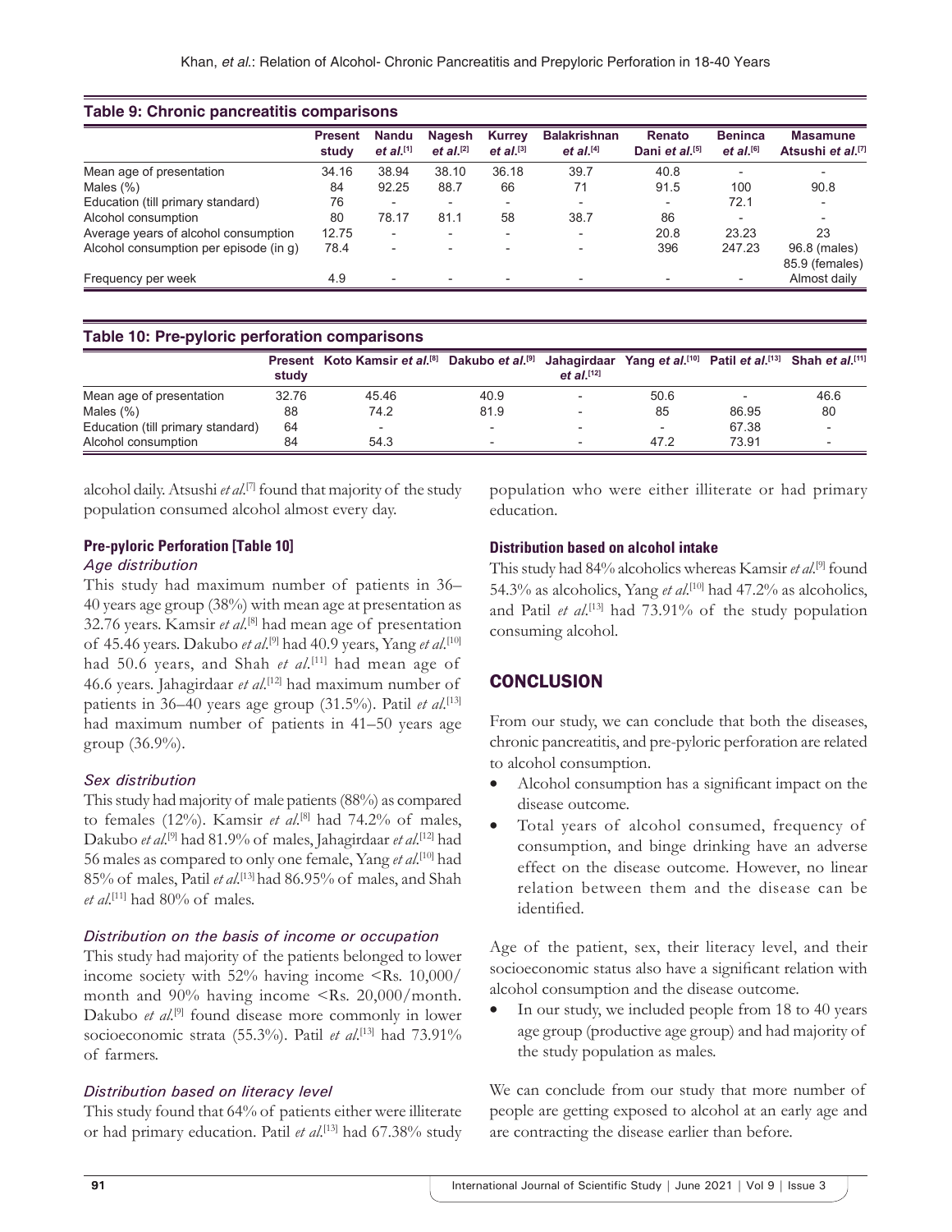**Table 9: Chronic pancreatitis comparisons**

| | Present study | Nandu et al.[1] | Nagesh et al.[2] | Kurrey et al.[3] | Balakrishnan et al.[4] | Renato Dani et al.[5] | Beninca et al.[6] | Masamune Atsushi et al.[7] |
|---|---|---|---|---|---|---|---|---|
| Mean age of presentation | 34.16 | 38.94 | 38.10 | 36.18 | 39.7 | 40.8 | - | - |
| Males (%) | 84 | 92.25 | 88.7 | 66 | 71 | 91.5 | 100 | 90.8 |
| Education (till primary standard) | 76 | - | - | - | - | - | 72.1 | - |
| Alcohol consumption | 80 | 78.17 | 81.1 | 58 | 38.7 | 86 | - | - |
| Average years of alcohol consumption | 12.75 | - | - | - | - | 20.8 | 23.23 | 23 |
| Alcohol consumption per episode (in g) | 78.4 | - | - | - | - | 396 | 247.23 | 96.8 (males) 85.9 (females) |
| Frequency per week | 4.9 | - | - | - | - | - | - | Almost daily |

**Table 10: Pre-pyloric perforation comparisons**

| | Present study | Koto Kamsir et al.[8] | Dakubo et al.[9] | Jahagirdaar et al.[12] | Yang et al.[10] | Patil et al.[13] | Shah et al.[11] |
|---|---|---|---|---|---|---|---|
| Mean age of presentation | 32.76 | 45.46 | 40.9 | - | 50.6 | - | 46.6 |
| Males (%) | 88 | 74.2 | 81.9 | - | 85 | 86.95 | 80 |
| Education (till primary standard) | 64 | - | - | - | - | 67.38 | - |
| Alcohol consumption | 84 | 54.3 | - | - | 47.2 | 73.91 | - |

alcohol daily. Atsushi *et al*.[7] found that majority of the study population consumed alcohol almost every day.

### Pre-pyloric Perforation [Table 10]

#### *Age distribution*

This study had maximum number of patients in 36–40 years age group (38%) with mean age at presentation as 32.76 years. Kamsir *et al*.[8] had mean age of presentation of 45.46 years. Dakubo *et al*.[9] had 40.9 years, Yang *et al*.[10] had 50.6 years, and Shah *et al*.[11] had mean age of 46.6 years. Jahagirdaar *et al*.[12] had maximum number of patients in 36–40 years age group (31.5%). Patil *et al*.[13] had maximum number of patients in 41–50 years age group (36.9%).

#### *Sex distribution*

This study had majority of male patients (88%) as compared to females (12%). Kamsir *et al*.[8] had 74.2% of males, Dakubo *et al*.[9] had 81.9% of males, Jahagirdaar *et al*.[12] had 56 males as compared to only one female, Yang *et al*.[10] had 85% of males, Patil *et al*.[13] had 86.95% of males, and Shah *et al*.[11] had 80% of males.

#### *Distribution on the basis of income or occupation*

This study had majority of the patients belonged to lower income society with 52% having income <Rs. 10,000/month and 90% having income <Rs. 20,000/month. Dakubo *et al*.[9] found disease more commonly in lower socioeconomic strata (55.3%). Patil *et al*.[13] had 73.91% of farmers.

#### *Distribution based on literacy level*

This study found that 64% of patients either were illiterate or had primary education. Patil *et al*.[13] had 67.38% study population who were either illiterate or had primary education.

#### Distribution based on alcohol intake

This study had 84% alcoholics whereas Kamsir *et al*.[9] found 54.3% as alcoholics, Yang *et al*.[10] had 47.2% as alcoholics, and Patil *et al*.[13] had 73.91% of the study population consuming alcohol.

## CONCLUSION

From our study, we can conclude that both the diseases, chronic pancreatitis, and pre-pyloric perforation are related to alcohol consumption.

- Alcohol consumption has a significant impact on the disease outcome.
- Total years of alcohol consumed, frequency of consumption, and binge drinking have an adverse effect on the disease outcome. However, no linear relation between them and the disease can be identified.

Age of the patient, sex, their literacy level, and their socioeconomic status also have a significant relation with alcohol consumption and the disease outcome.

- In our study, we included people from 18 to 40 years age group (productive age group) and had majority of the study population as males.

We can conclude from our study that more number of people are getting exposed to alcohol at an early age and are contracting the disease earlier than before.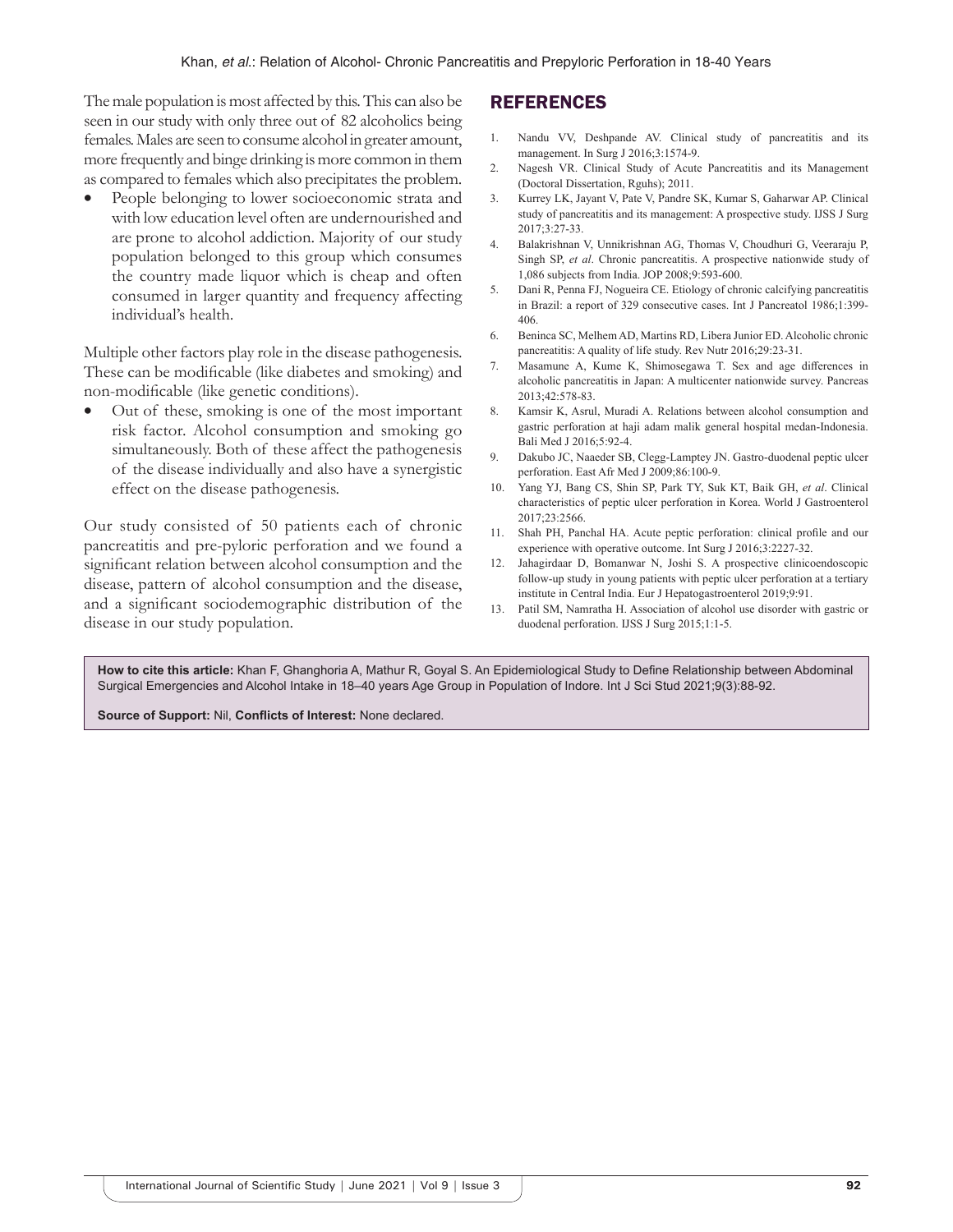The male population is most affected by this. This can also be seen in our study with only three out of 82 alcoholics being females. Males are seen to consume alcohol in greater amount, more frequently and binge drinking is more common in them as compared to females which also precipitates the problem.

- People belonging to lower socioeconomic strata and with low education level often are undernourished and are prone to alcohol addiction. Majority of our study population belonged to this group which consumes the country made liquor which is cheap and often consumed in larger quantity and frequency affecting individual's health.

Multiple other factors play role in the disease pathogenesis. These can be modifiable (like diabetes and smoking) and non-modifiable (like genetic conditions).

- Out of these, smoking is one of the most important risk factor. Alcohol consumption and smoking go simultaneously. Both of these affect the pathogenesis of the disease individually and also have a synergistic effect on the disease pathogenesis.

Our study consisted of 50 patients each of chronic pancreatitis and pre-pyloric perforation and we found a significant relation between alcohol consumption and the disease, pattern of alcohol consumption and the disease, and a significant sociodemographic distribution of the disease in our study population.

## REFERENCES

1. Nandu VV, Deshpande AV. Clinical study of pancreatitis and its management. In Surg J 2016;3:1574-9.
2. Nagesh VR. Clinical Study of Acute Pancreatitis and its Management (Doctoral Dissertation, Rguhs); 2011.
3. Kurrey LK, Jayant V, Pate V, Pandre SK, Kumar S, Gaharwar AP. Clinical study of pancreatitis and its management: A prospective study. IJSS J Surg 2017;3:27-33.
4. Balakrishnan V, Unnikrishnan AG, Thomas V, Choudhuri G, Veeraraju P, Singh SP, *et al*. Chronic pancreatitis. A prospective nationwide study of 1,086 subjects from India. JOP 2008;9:593-600.
5. Dani R, Penna FJ, Nogueira CE. Etiology of chronic calcifying pancreatitis in Brazil: a report of 329 consecutive cases. Int J Pancreatol 1986;1:399-406.
6. Beninca SC, Melhem AD, Martins RD, Libera Junior ED. Alcoholic chronic pancreatitis: A quality of life study. Rev Nutr 2016;29:23-31.
7. Masamune A, Kume K, Shimosegawa T. Sex and age differences in alcoholic pancreatitis in Japan: A multicenter nationwide survey. Pancreas 2013;42:578-83.
8. Kamsir K, Asrul, Muradi A. Relations between alcohol consumption and gastric perforation at haji adam malik general hospital medan-Indonesia. Bali Med J 2016;5:92-4.
9. Dakubo JC, Naaeder SB, Clegg-Lamptey JN. Gastro-duodenal peptic ulcer perforation. East Afr Med J 2009;86:100-9.
10. Yang YJ, Bang CS, Shin SP, Park TY, Suk KT, Baik GH, *et al*. Clinical characteristics of peptic ulcer perforation in Korea. World J Gastroenterol 2017;23:2566.
11. Shah PH, Panchal HA. Acute peptic perforation: clinical profile and our experience with operative outcome. Int Surg J 2016;3:2227-32.
12. Jahagirdaar D, Bomanwar N, Joshi S. A prospective clinicoendoscopic follow-up study in young patients with peptic ulcer perforation at a tertiary institute in Central India. Eur J Hepatogastroenterol 2019;9:91.
13. Patil SM, Namratha H. Association of alcohol use disorder with gastric or duodenal perforation. IJSS J Surg 2015;1:1-5.

**How to cite this article:** Khan F, Ghanghoria A, Mathur R, Goyal S. An Epidemiological Study to Define Relationship between Abdominal Surgical Emergencies and Alcohol Intake in 18–40 years Age Group in Population of Indore. Int J Sci Stud 2021;9(3):88-92.

**Source of Support:** Nil, **Conflicts of Interest:** None declared.